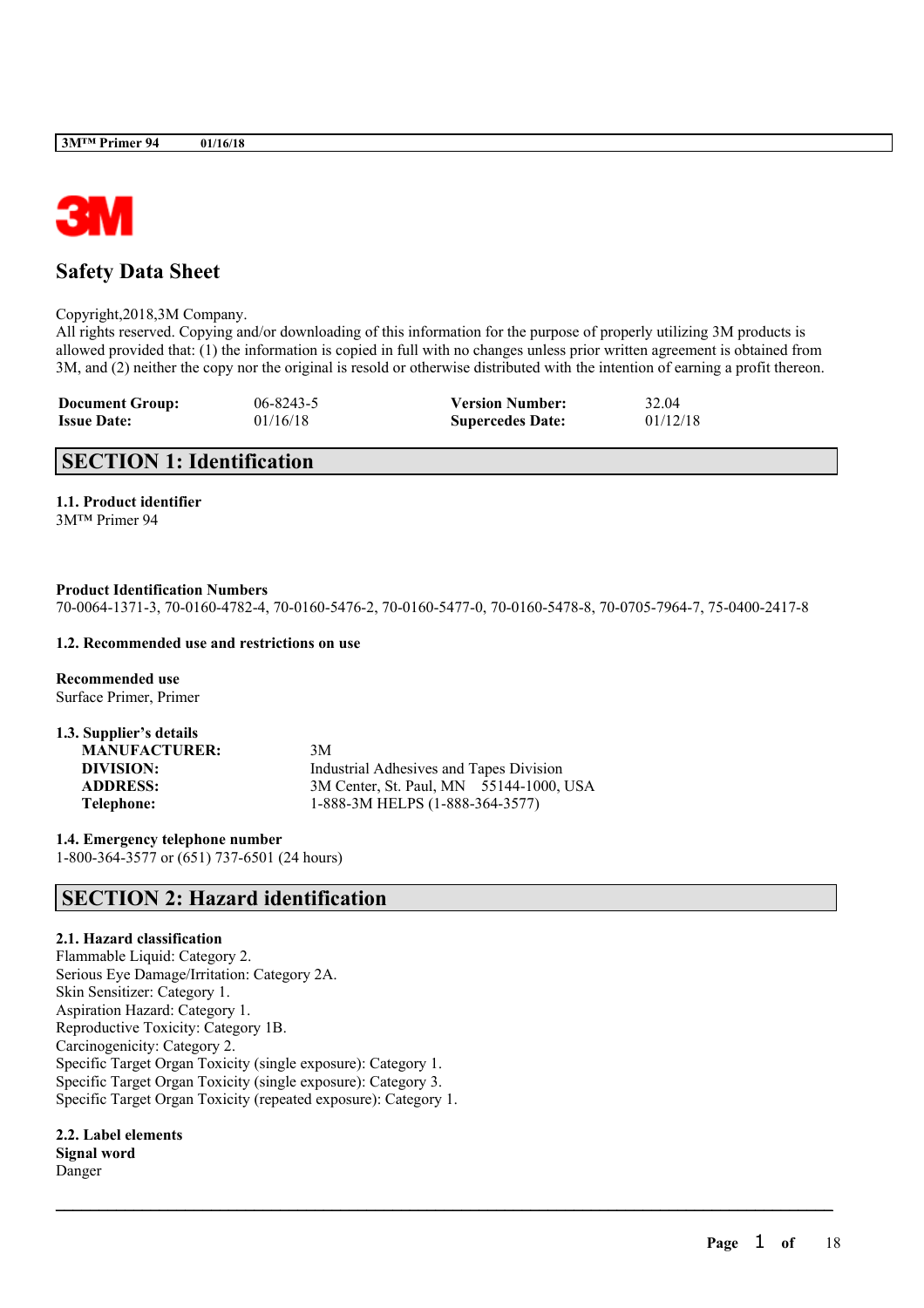# Safety Data Sheet

Copyright,2018,3M Company.
All rights reserved. Copying and/or downloading of this information for the purpose of properly utilizing 3M products is allowed provided that: (1) the information is copied in full with no changes unless prior written agreement is obtained from 3M, and (2) neither the copy nor the original is resold or otherwise distributed with the intention of earning a profit thereon.

| | | | |
|---|---|---|---|
| **Document Group:** | 06-8243-5 | **Version Number:** | 32.04 |
| **Issue Date:** | 01/16/18 | **Supercedes Date:** | 01/12/18 |

## SECTION 1: Identification

**1.1. Product identifier**
3M™ Primer 94

**Product Identification Numbers**
70-0064-1371-3, 70-0160-4782-4, 70-0160-5476-2, 70-0160-5477-0, 70-0160-5478-8, 70-0705-7964-7, 75-0400-2417-8

**1.2. Recommended use and restrictions on use**

**Recommended use**
Surface Primer, Primer

**1.3. Supplier's details**

| | |
|---|---|
| **MANUFACTURER:** | 3M |
| **DIVISION:** | Industrial Adhesives and Tapes Division |
| **ADDRESS:** | 3M Center, St. Paul, MN 55144-1000, USA |
| **Telephone:** | 1-888-3M HELPS (1-888-364-3577) |

**1.4. Emergency telephone number**
1-800-364-3577 or (651) 737-6501 (24 hours)

## SECTION 2: Hazard identification

**2.1. Hazard classification**
Flammable Liquid: Category 2.
Serious Eye Damage/Irritation: Category 2A.
Skin Sensitizer: Category 1.
Aspiration Hazard: Category 1.
Reproductive Toxicity: Category 1B.
Carcinogenicity: Category 2.
Specific Target Organ Toxicity (single exposure): Category 1.
Specific Target Organ Toxicity (single exposure): Category 3.
Specific Target Organ Toxicity (repeated exposure): Category 1.

**2.2. Label elements**
**Signal word**
Danger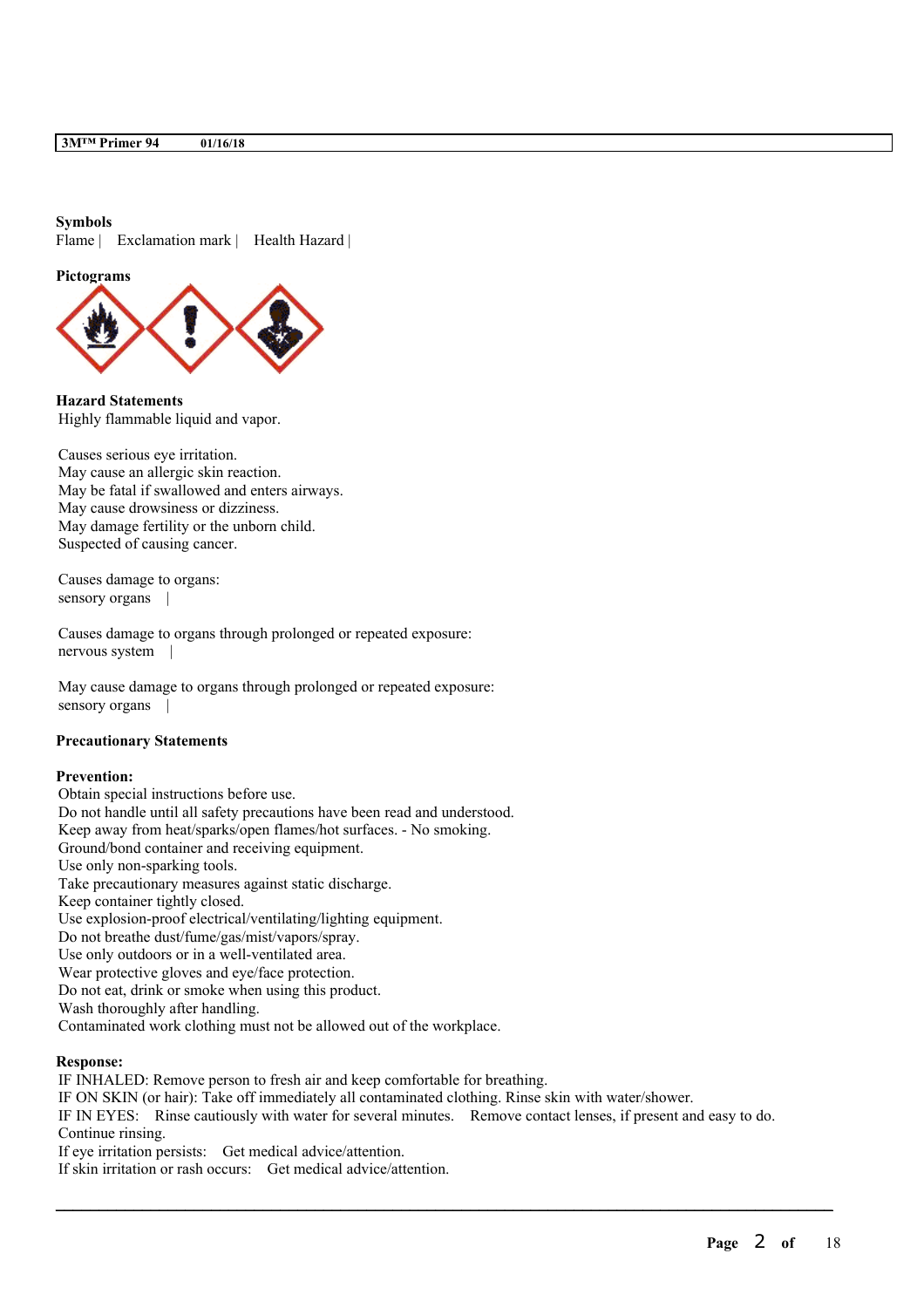**Symbols**

Flame | Exclamation mark | Health Hazard |

**Pictograms**

**Hazard Statements**

Highly flammable liquid and vapor.

Causes serious eye irritation.
May cause an allergic skin reaction.
May be fatal if swallowed and enters airways.
May cause drowsiness or dizziness.
May damage fertility or the unborn child.
Suspected of causing cancer.

Causes damage to organs:
sensory organs |

Causes damage to organs through prolonged or repeated exposure:
nervous system |

May cause damage to organs through prolonged or repeated exposure:
sensory organs |

**Precautionary Statements**

**Prevention:**

Obtain special instructions before use.
Do not handle until all safety precautions have been read and understood.
Keep away from heat/sparks/open flames/hot surfaces. - No smoking.
Ground/bond container and receiving equipment.
Use only non-sparking tools.
Take precautionary measures against static discharge.
Keep container tightly closed.
Use explosion-proof electrical/ventilating/lighting equipment.
Do not breathe dust/fume/gas/mist/vapors/spray.
Use only outdoors or in a well-ventilated area.
Wear protective gloves and eye/face protection.
Do not eat, drink or smoke when using this product.
Wash thoroughly after handling.
Contaminated work clothing must not be allowed out of the workplace.

**Response:**

IF INHALED: Remove person to fresh air and keep comfortable for breathing.
IF ON SKIN (or hair): Take off immediately all contaminated clothing. Rinse skin with water/shower.
IF IN EYES: Rinse cautiously with water for several minutes. Remove contact lenses, if present and easy to do. Continue rinsing.
If eye irritation persists: Get medical advice/attention.
If skin irritation or rash occurs: Get medical advice/attention.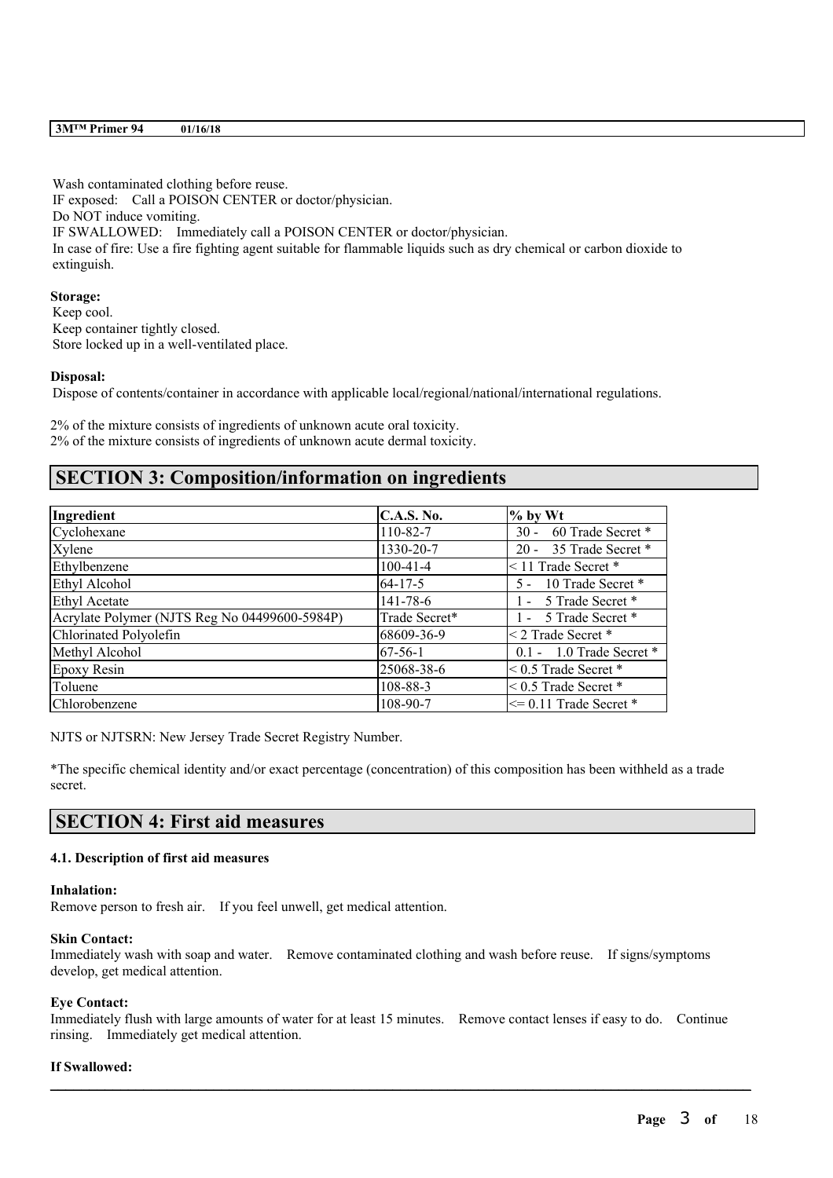Wash contaminated clothing before reuse.
IF exposed: Call a POISON CENTER or doctor/physician.
Do NOT induce vomiting.
IF SWALLOWED: Immediately call a POISON CENTER or doctor/physician.
In case of fire: Use a fire fighting agent suitable for flammable liquids such as dry chemical or carbon dioxide to extinguish.

**Storage:**
Keep cool.
Keep container tightly closed.
Store locked up in a well-ventilated place.

**Disposal:**
Dispose of contents/container in accordance with applicable local/regional/national/international regulations.

2% of the mixture consists of ingredients of unknown acute oral toxicity.
2% of the mixture consists of ingredients of unknown acute dermal toxicity.

## SECTION 3: Composition/information on ingredients

| Ingredient | C.A.S. No. | % by Wt |
|---|---|---|
| Cyclohexane | 110-82-7 | 30 - 60 Trade Secret * |
| Xylene | 1330-20-7 | 20 - 35 Trade Secret * |
| Ethylbenzene | 100-41-4 | < 11 Trade Secret * |
| Ethyl Alcohol | 64-17-5 | 5 - 10 Trade Secret * |
| Ethyl Acetate | 141-78-6 | 1 - 5 Trade Secret * |
| Acrylate Polymer (NJTS Reg No 04499600-5984P) | Trade Secret* | 1 - 5 Trade Secret * |
| Chlorinated Polyolefin | 68609-36-9 | < 2 Trade Secret * |
| Methyl Alcohol | 67-56-1 | 0.1 - 1.0 Trade Secret * |
| Epoxy Resin | 25068-38-6 | < 0.5 Trade Secret * |
| Toluene | 108-88-3 | < 0.5 Trade Secret * |
| Chlorobenzene | 108-90-7 | <= 0.11 Trade Secret * |

NJTS or NJTSRN: New Jersey Trade Secret Registry Number.

*The specific chemical identity and/or exact percentage (concentration) of this composition has been withheld as a trade secret.

## SECTION 4: First aid measures

### 4.1. Description of first aid measures

**Inhalation:**
Remove person to fresh air. If you feel unwell, get medical attention.

**Skin Contact:**
Immediately wash with soap and water. Remove contaminated clothing and wash before reuse. If signs/symptoms develop, get medical attention.

**Eye Contact:**
Immediately flush with large amounts of water for at least 15 minutes. Remove contact lenses if easy to do. Continue rinsing. Immediately get medical attention.

**If Swallowed:**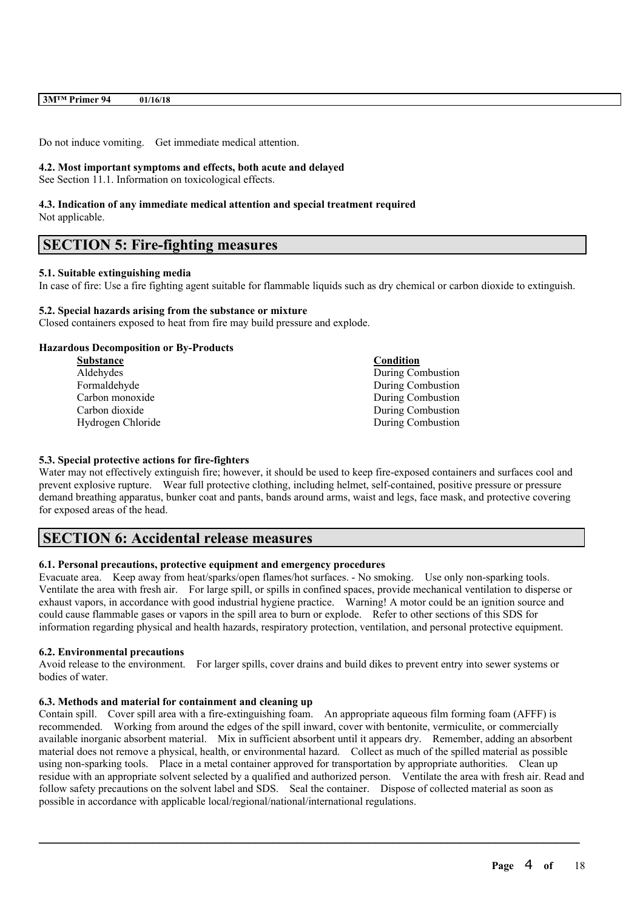Do not induce vomiting. Get immediate medical attention.

#### 4.2. Most important symptoms and effects, both acute and delayed

See Section 11.1. Information on toxicological effects.

#### 4.3. Indication of any immediate medical attention and special treatment required

Not applicable.

## SECTION 5: Fire-fighting measures

#### 5.1. Suitable extinguishing media

In case of fire: Use a fire fighting agent suitable for flammable liquids such as dry chemical or carbon dioxide to extinguish.

#### 5.2. Special hazards arising from the substance or mixture

Closed containers exposed to heat from fire may build pressure and explode.

**Hazardous Decomposition or By-Products**

| Substance | Condition |
|---|---|
| Aldehydes | During Combustion |
| Formaldehyde | During Combustion |
| Carbon monoxide | During Combustion |
| Carbon dioxide | During Combustion |
| Hydrogen Chloride | During Combustion |

#### 5.3. Special protective actions for fire-fighters

Water may not effectively extinguish fire; however, it should be used to keep fire-exposed containers and surfaces cool and prevent explosive rupture. Wear full protective clothing, including helmet, self-contained, positive pressure or pressure demand breathing apparatus, bunker coat and pants, bands around arms, waist and legs, face mask, and protective covering for exposed areas of the head.

## SECTION 6: Accidental release measures

#### 6.1. Personal precautions, protective equipment and emergency procedures

Evacuate area. Keep away from heat/sparks/open flames/hot surfaces. - No smoking. Use only non-sparking tools. Ventilate the area with fresh air. For large spill, or spills in confined spaces, provide mechanical ventilation to disperse or exhaust vapors, in accordance with good industrial hygiene practice. Warning! A motor could be an ignition source and could cause flammable gases or vapors in the spill area to burn or explode. Refer to other sections of this SDS for information regarding physical and health hazards, respiratory protection, ventilation, and personal protective equipment.

#### 6.2. Environmental precautions

Avoid release to the environment. For larger spills, cover drains and build dikes to prevent entry into sewer systems or bodies of water.

#### 6.3. Methods and material for containment and cleaning up

Contain spill. Cover spill area with a fire-extinguishing foam. An appropriate aqueous film forming foam (AFFF) is recommended. Working from around the edges of the spill inward, cover with bentonite, vermiculite, or commercially available inorganic absorbent material. Mix in sufficient absorbent until it appears dry. Remember, adding an absorbent material does not remove a physical, health, or environmental hazard. Collect as much of the spilled material as possible using non-sparking tools. Place in a metal container approved for transportation by appropriate authorities. Clean up residue with an appropriate solvent selected by a qualified and authorized person. Ventilate the area with fresh air. Read and follow safety precautions on the solvent label and SDS. Seal the container. Dispose of collected material as soon as possible in accordance with applicable local/regional/national/international regulations.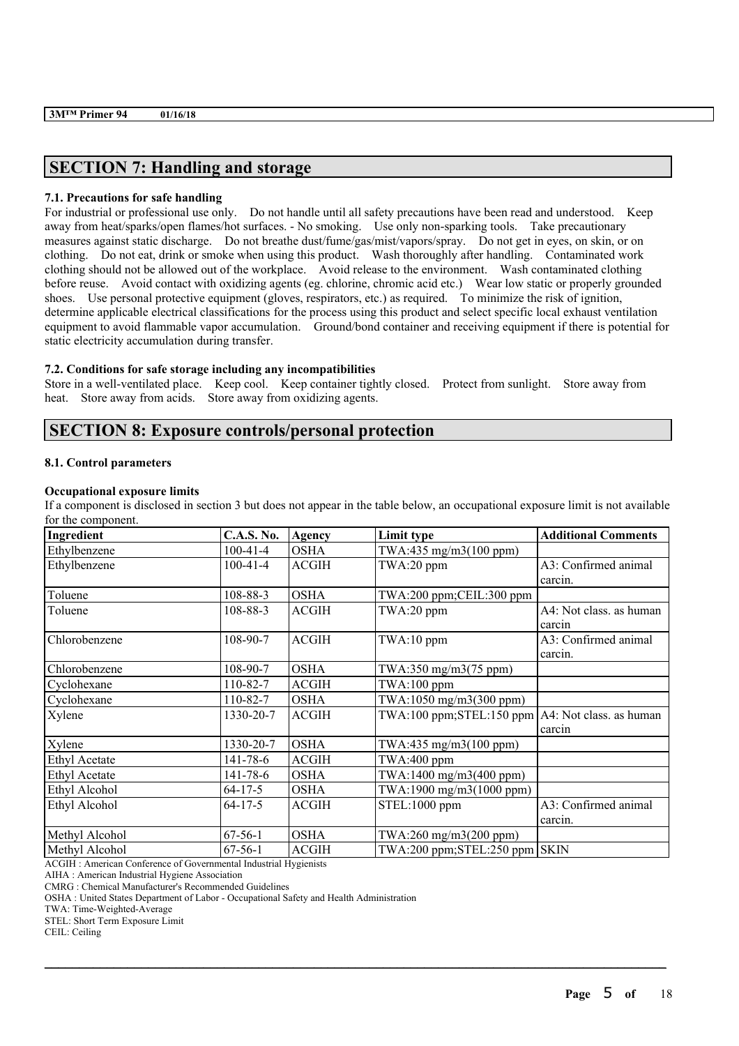## SECTION 7: Handling and storage

### 7.1. Precautions for safe handling

For industrial or professional use only. Do not handle until all safety precautions have been read and understood. Keep away from heat/sparks/open flames/hot surfaces. - No smoking. Use only non-sparking tools. Take precautionary measures against static discharge. Do not breathe dust/fume/gas/mist/vapors/spray. Do not get in eyes, on skin, or on clothing. Do not eat, drink or smoke when using this product. Wash thoroughly after handling. Contaminated work clothing should not be allowed out of the workplace. Avoid release to the environment. Wash contaminated clothing before reuse. Avoid contact with oxidizing agents (eg. chlorine, chromic acid etc.) Wear low static or properly grounded shoes. Use personal protective equipment (gloves, respirators, etc.) as required. To minimize the risk of ignition, determine applicable electrical classifications for the process using this product and select specific local exhaust ventilation equipment to avoid flammable vapor accumulation. Ground/bond container and receiving equipment if there is potential for static electricity accumulation during transfer.

### 7.2. Conditions for safe storage including any incompatibilities

Store in a well-ventilated place. Keep cool. Keep container tightly closed. Protect from sunlight. Store away from heat. Store away from acids. Store away from oxidizing agents.

## SECTION 8: Exposure controls/personal protection

### 8.1. Control parameters

**Occupational exposure limits**

If a component is disclosed in section 3 but does not appear in the table below, an occupational exposure limit is not available for the component.

| Ingredient | C.A.S. No. | Agency | Limit type | Additional Comments |
|---|---|---|---|---|
| Ethylbenzene | 100-41-4 | OSHA | TWA:435 mg/m3(100 ppm) | |
| Ethylbenzene | 100-41-4 | ACGIH | TWA:20 ppm | A3: Confirmed animal carcin. |
| Toluene | 108-88-3 | OSHA | TWA:200 ppm;CEIL:300 ppm | |
| Toluene | 108-88-3 | ACGIH | TWA:20 ppm | A4: Not class. as human carcin |
| Chlorobenzene | 108-90-7 | ACGIH | TWA:10 ppm | A3: Confirmed animal carcin. |
| Chlorobenzene | 108-90-7 | OSHA | TWA:350 mg/m3(75 ppm) | |
| Cyclohexane | 110-82-7 | ACGIH | TWA:100 ppm | |
| Cyclohexane | 110-82-7 | OSHA | TWA:1050 mg/m3(300 ppm) | |
| Xylene | 1330-20-7 | ACGIH | TWA:100 ppm;STEL:150 ppm | A4: Not class. as human carcin |
| Xylene | 1330-20-7 | OSHA | TWA:435 mg/m3(100 ppm) | |
| Ethyl Acetate | 141-78-6 | ACGIH | TWA:400 ppm | |
| Ethyl Acetate | 141-78-6 | OSHA | TWA:1400 mg/m3(400 ppm) | |
| Ethyl Alcohol | 64-17-5 | OSHA | TWA:1900 mg/m3(1000 ppm) | |
| Ethyl Alcohol | 64-17-5 | ACGIH | STEL:1000 ppm | A3: Confirmed animal carcin. |
| Methyl Alcohol | 67-56-1 | OSHA | TWA:260 mg/m3(200 ppm) | |
| Methyl Alcohol | 67-56-1 | ACGIH | TWA:200 ppm;STEL:250 ppm | SKIN |

ACGIH : American Conference of Governmental Industrial Hygienists

AIHA : American Industrial Hygiene Association

CMRG : Chemical Manufacturer's Recommended Guidelines

OSHA : United States Department of Labor - Occupational Safety and Health Administration

TWA: Time-Weighted-Average

STEL: Short Term Exposure Limit

CEIL: Ceiling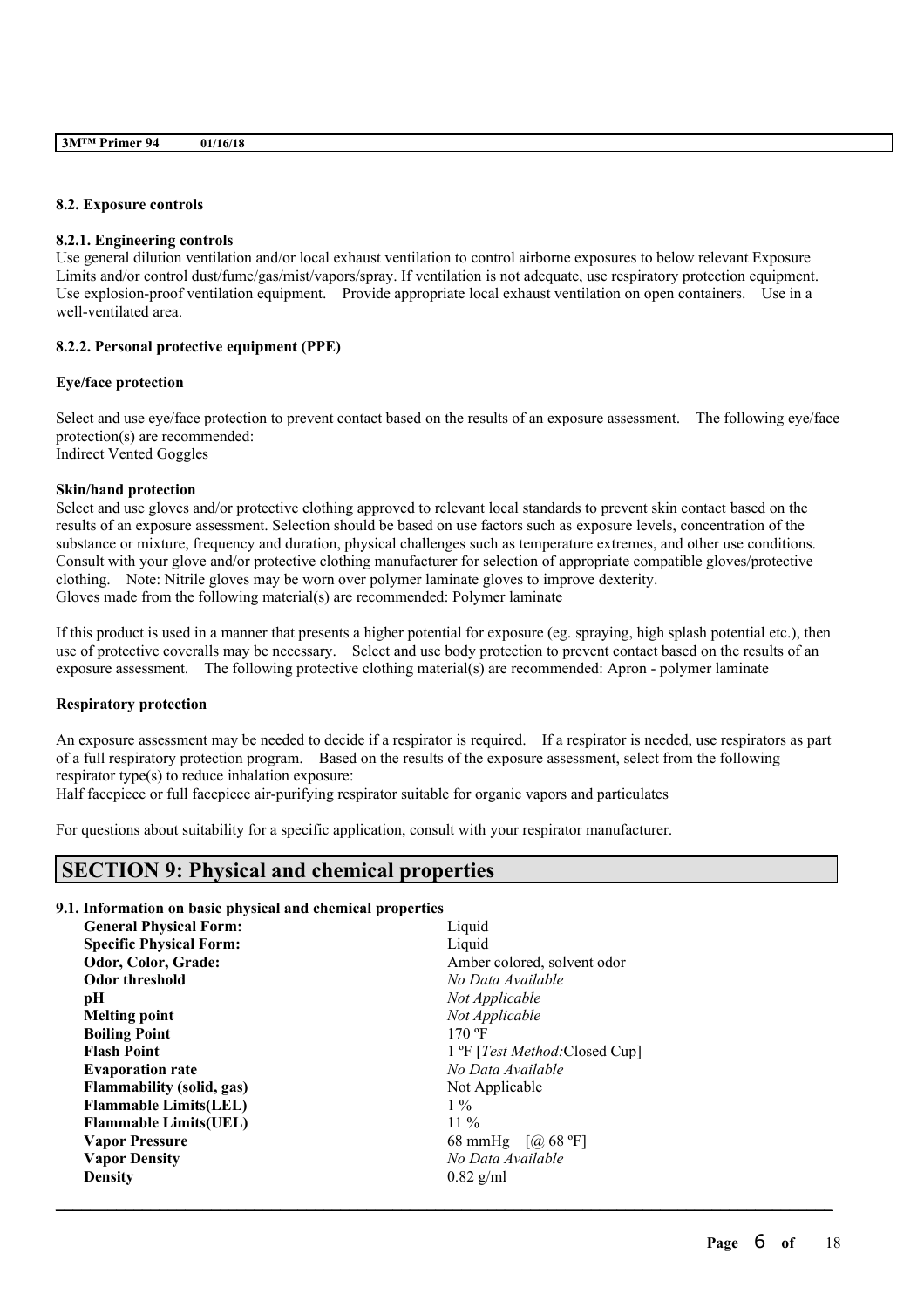### 8.2. Exposure controls

#### 8.2.1. Engineering controls

Use general dilution ventilation and/or local exhaust ventilation to control airborne exposures to below relevant Exposure Limits and/or control dust/fume/gas/mist/vapors/spray. If ventilation is not adequate, use respiratory protection equipment. Use explosion-proof ventilation equipment. Provide appropriate local exhaust ventilation on open containers. Use in a well-ventilated area.

#### 8.2.2. Personal protective equipment (PPE)

**Eye/face protection**

Select and use eye/face protection to prevent contact based on the results of an exposure assessment. The following eye/face protection(s) are recommended:
Indirect Vented Goggles

**Skin/hand protection**

Select and use gloves and/or protective clothing approved to relevant local standards to prevent skin contact based on the results of an exposure assessment. Selection should be based on use factors such as exposure levels, concentration of the substance or mixture, frequency and duration, physical challenges such as temperature extremes, and other use conditions. Consult with your glove and/or protective clothing manufacturer for selection of appropriate compatible gloves/protective clothing. Note: Nitrile gloves may be worn over polymer laminate gloves to improve dexterity.
Gloves made from the following material(s) are recommended: Polymer laminate

If this product is used in a manner that presents a higher potential for exposure (eg. spraying, high splash potential etc.), then use of protective coveralls may be necessary. Select and use body protection to prevent contact based on the results of an exposure assessment. The following protective clothing material(s) are recommended: Apron - polymer laminate

**Respiratory protection**

An exposure assessment may be needed to decide if a respirator is required. If a respirator is needed, use respirators as part of a full respiratory protection program. Based on the results of the exposure assessment, select from the following respirator type(s) to reduce inhalation exposure:
Half facepiece or full facepiece air-purifying respirator suitable for organic vapors and particulates

For questions about suitability for a specific application, consult with your respirator manufacturer.

## SECTION 9: Physical and chemical properties

### 9.1. Information on basic physical and chemical properties

| | |
|---|---|
| **General Physical Form:** | Liquid |
| **Specific Physical Form:** | Liquid |
| **Odor, Color, Grade:** | Amber colored, solvent odor |
| **Odor threshold** | *No Data Available* |
| **pH** | *Not Applicable* |
| **Melting point** | *Not Applicable* |
| **Boiling Point** | 170 ºF |
| **Flash Point** | 1 ºF [*Test Method:*Closed Cup] |
| **Evaporation rate** | *No Data Available* |
| **Flammability (solid, gas)** | Not Applicable |
| **Flammable Limits(LEL)** | 1 % |
| **Flammable Limits(UEL)** | 11 % |
| **Vapor Pressure** | 68 mmHg [@ 68 ºF] |
| **Vapor Density** | *No Data Available* |
| **Density** | 0.82 g/ml |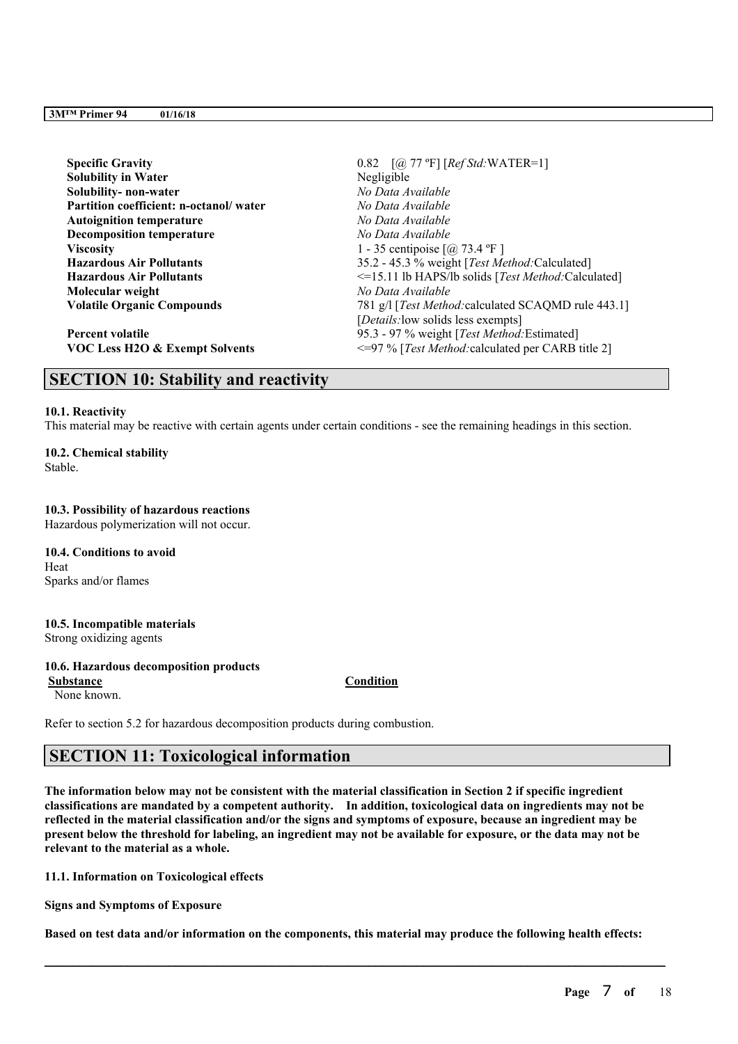| | |
|---|---|
| **Specific Gravity** | 0.82 [@ 77 ºF] [*Ref Std:*WATER=1] |
| **Solubility in Water** | Negligible |
| **Solubility- non-water** | *No Data Available* |
| **Partition coefficient: n-octanol/ water** | *No Data Available* |
| **Autoignition temperature** | *No Data Available* |
| **Decomposition temperature** | *No Data Available* |
| **Viscosity** | 1 - 35 centipoise [@ 73.4 ºF ] |
| **Hazardous Air Pollutants** | 35.2 - 45.3 % weight [*Test Method:*Calculated] |
| **Hazardous Air Pollutants** | <=15.11 lb HAPS/lb solids [*Test Method:*Calculated] |
| **Molecular weight** | *No Data Available* |
| **Volatile Organic Compounds** | 781 g/l [*Test Method:*calculated SCAQMD rule 443.1] [*Details:*low solids less exempts] |
| **Percent volatile** | 95.3 - 97 % weight [*Test Method:*Estimated] |
| **VOC Less H2O & Exempt Solvents** | <=97 % [*Test Method:*calculated per CARB title 2] |

## SECTION 10: Stability and reactivity

**10.1. Reactivity**
This material may be reactive with certain agents under certain conditions - see the remaining headings in this section.

**10.2. Chemical stability**
Stable.

**10.3. Possibility of hazardous reactions**
Hazardous polymerization will not occur.

**10.4. Conditions to avoid**
Heat
Sparks and/or flames

**10.5. Incompatible materials**
Strong oxidizing agents

**10.6. Hazardous decomposition products**

| Substance | Condition |
|---|---|
| None known. | |

Refer to section 5.2 for hazardous decomposition products during combustion.

## SECTION 11: Toxicological information

**The information below may not be consistent with the material classification in Section 2 if specific ingredient classifications are mandated by a competent authority. In addition, toxicological data on ingredients may not be reflected in the material classification and/or the signs and symptoms of exposure, because an ingredient may be present below the threshold for labeling, an ingredient may not be available for exposure, or the data may not be relevant to the material as a whole.**

**11.1. Information on Toxicological effects**

**Signs and Symptoms of Exposure**

**Based on test data and/or information on the components, this material may produce the following health effects:**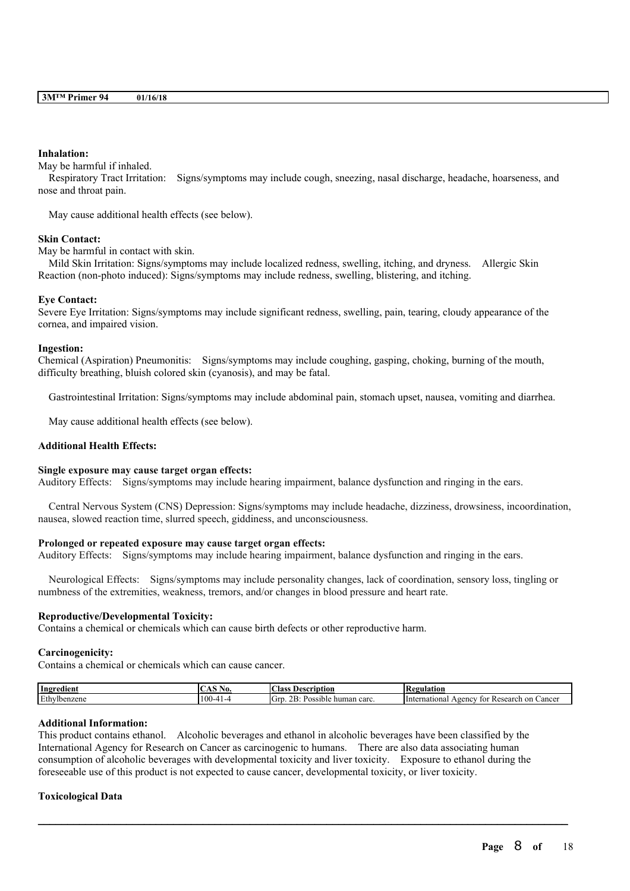#### Inhalation:

May be harmful if inhaled.

Respiratory Tract Irritation: Signs/symptoms may include cough, sneezing, nasal discharge, headache, hoarseness, and nose and throat pain.

May cause additional health effects (see below).

#### Skin Contact:

May be harmful in contact with skin.

Mild Skin Irritation: Signs/symptoms may include localized redness, swelling, itching, and dryness. Allergic Skin Reaction (non-photo induced): Signs/symptoms may include redness, swelling, blistering, and itching.

#### Eye Contact:

Severe Eye Irritation: Signs/symptoms may include significant redness, swelling, pain, tearing, cloudy appearance of the cornea, and impaired vision.

#### Ingestion:

Chemical (Aspiration) Pneumonitis: Signs/symptoms may include coughing, gasping, choking, burning of the mouth, difficulty breathing, bluish colored skin (cyanosis), and may be fatal.

Gastrointestinal Irritation: Signs/symptoms may include abdominal pain, stomach upset, nausea, vomiting and diarrhea.

May cause additional health effects (see below).

#### Additional Health Effects:

#### Single exposure may cause target organ effects:

Auditory Effects: Signs/symptoms may include hearing impairment, balance dysfunction and ringing in the ears.

Central Nervous System (CNS) Depression: Signs/symptoms may include headache, dizziness, drowsiness, incoordination, nausea, slowed reaction time, slurred speech, giddiness, and unconsciousness.

#### Prolonged or repeated exposure may cause target organ effects:

Auditory Effects: Signs/symptoms may include hearing impairment, balance dysfunction and ringing in the ears.

Neurological Effects: Signs/symptoms may include personality changes, lack of coordination, sensory loss, tingling or numbness of the extremities, weakness, tremors, and/or changes in blood pressure and heart rate.

#### Reproductive/Developmental Toxicity:

Contains a chemical or chemicals which can cause birth defects or other reproductive harm.

#### Carcinogenicity:

Contains a chemical or chemicals which can cause cancer.

| Ingredient | CAS No. | Class Description | Regulation |
|---|---|---|---|
| Ethylbenzene | 100-41-4 | Grp. 2B: Possible human carc. | International Agency for Research on Cancer |

#### Additional Information:

This product contains ethanol. Alcoholic beverages and ethanol in alcoholic beverages have been classified by the International Agency for Research on Cancer as carcinogenic to humans. There are also data associating human consumption of alcoholic beverages with developmental toxicity and liver toxicity. Exposure to ethanol during the foreseeable use of this product is not expected to cause cancer, developmental toxicity, or liver toxicity.

#### Toxicological Data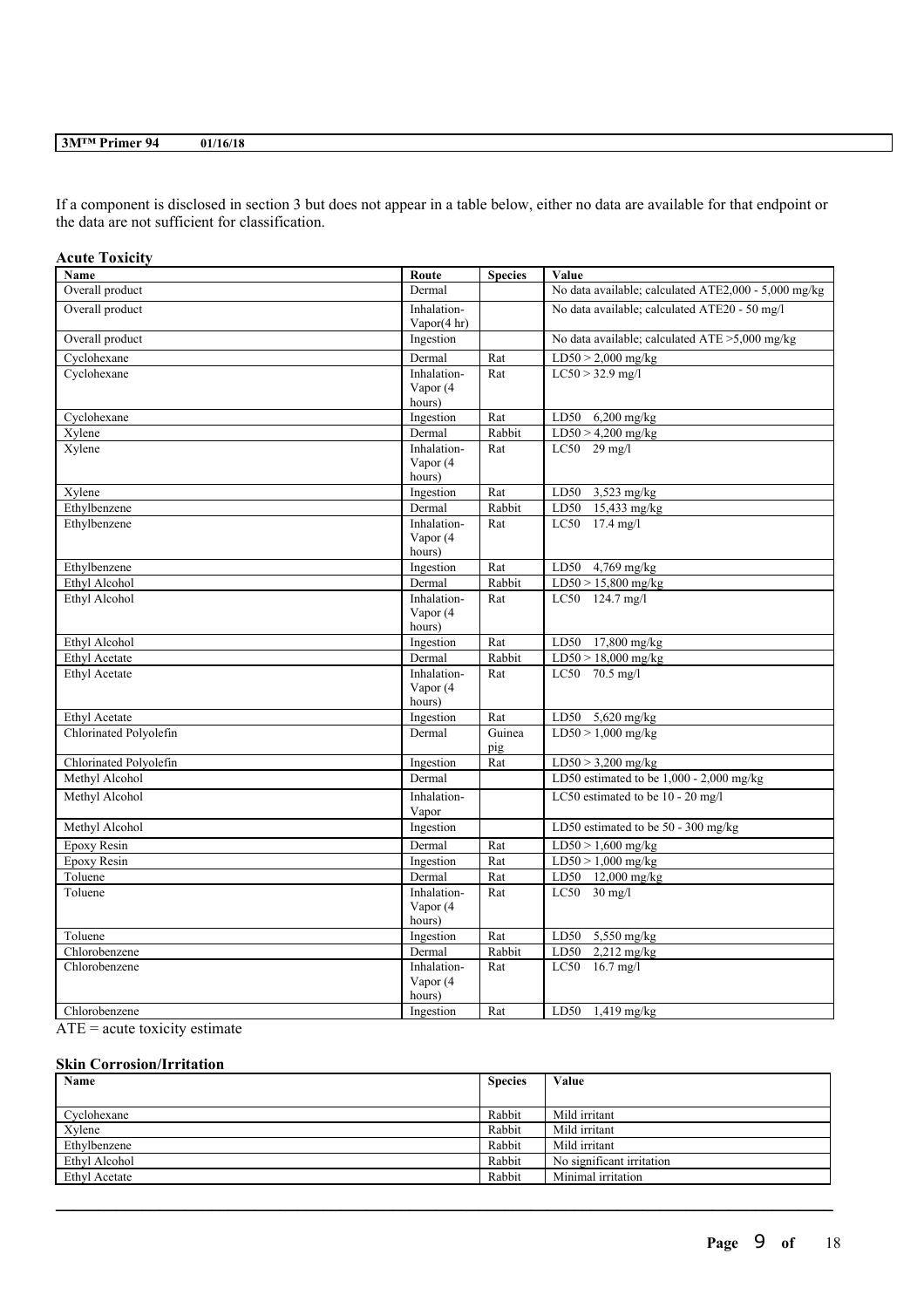If a component is disclosed in section 3 but does not appear in a table below, either no data are available for that endpoint or the data are not sufficient for classification.

### Acute Toxicity

| Name | Route | Species | Value |
|---|---|---|---|
| Overall product | Dermal | | No data available; calculated ATE2,000 - 5,000 mg/kg |
| Overall product | Inhalation-Vapor(4 hr) | | No data available; calculated ATE20 - 50 mg/l |
| Overall product | Ingestion | | No data available; calculated ATE >5,000 mg/kg |
| Cyclohexane | Dermal | Rat | LD50 > 2,000 mg/kg |
| Cyclohexane | Inhalation-Vapor (4 hours) | Rat | LC50 > 32.9 mg/l |
| Cyclohexane | Ingestion | Rat | LD50 6,200 mg/kg |
| Xylene | Dermal | Rabbit | LD50 > 4,200 mg/kg |
| Xylene | Inhalation-Vapor (4 hours) | Rat | LC50 29 mg/l |
| Xylene | Ingestion | Rat | LD50 3,523 mg/kg |
| Ethylbenzene | Dermal | Rabbit | LD50 15,433 mg/kg |
| Ethylbenzene | Inhalation-Vapor (4 hours) | Rat | LC50 17.4 mg/l |
| Ethylbenzene | Ingestion | Rat | LD50 4,769 mg/kg |
| Ethyl Alcohol | Dermal | Rabbit | LD50 > 15,800 mg/kg |
| Ethyl Alcohol | Inhalation-Vapor (4 hours) | Rat | LC50 124.7 mg/l |
| Ethyl Alcohol | Ingestion | Rat | LD50 17,800 mg/kg |
| Ethyl Acetate | Dermal | Rabbit | LD50 > 18,000 mg/kg |
| Ethyl Acetate | Inhalation-Vapor (4 hours) | Rat | LC50 70.5 mg/l |
| Ethyl Acetate | Ingestion | Rat | LD50 5,620 mg/kg |
| Chlorinated Polyolefin | Dermal | Guinea pig | LD50 > 1,000 mg/kg |
| Chlorinated Polyolefin | Ingestion | Rat | LD50 > 3,200 mg/kg |
| Methyl Alcohol | Dermal | | LD50 estimated to be 1,000 - 2,000 mg/kg |
| Methyl Alcohol | Inhalation-Vapor | | LC50 estimated to be 10 - 20 mg/l |
| Methyl Alcohol | Ingestion | | LD50 estimated to be 50 - 300 mg/kg |
| Epoxy Resin | Dermal | Rat | LD50 > 1,600 mg/kg |
| Epoxy Resin | Ingestion | Rat | LD50 > 1,000 mg/kg |
| Toluene | Dermal | Rat | LD50 12,000 mg/kg |
| Toluene | Inhalation-Vapor (4 hours) | Rat | LC50 30 mg/l |
| Toluene | Ingestion | Rat | LD50 5,550 mg/kg |
| Chlorobenzene | Dermal | Rabbit | LD50 2,212 mg/kg |
| Chlorobenzene | Inhalation-Vapor (4 hours) | Rat | LC50 16.7 mg/l |
| Chlorobenzene | Ingestion | Rat | LD50 1,419 mg/kg |

ATE = acute toxicity estimate

### Skin Corrosion/Irritation

| Name | Species | Value |
|---|---|---|
| Cyclohexane | Rabbit | Mild irritant |
| Xylene | Rabbit | Mild irritant |
| Ethylbenzene | Rabbit | Mild irritant |
| Ethyl Alcohol | Rabbit | No significant irritation |
| Ethyl Acetate | Rabbit | Minimal irritation |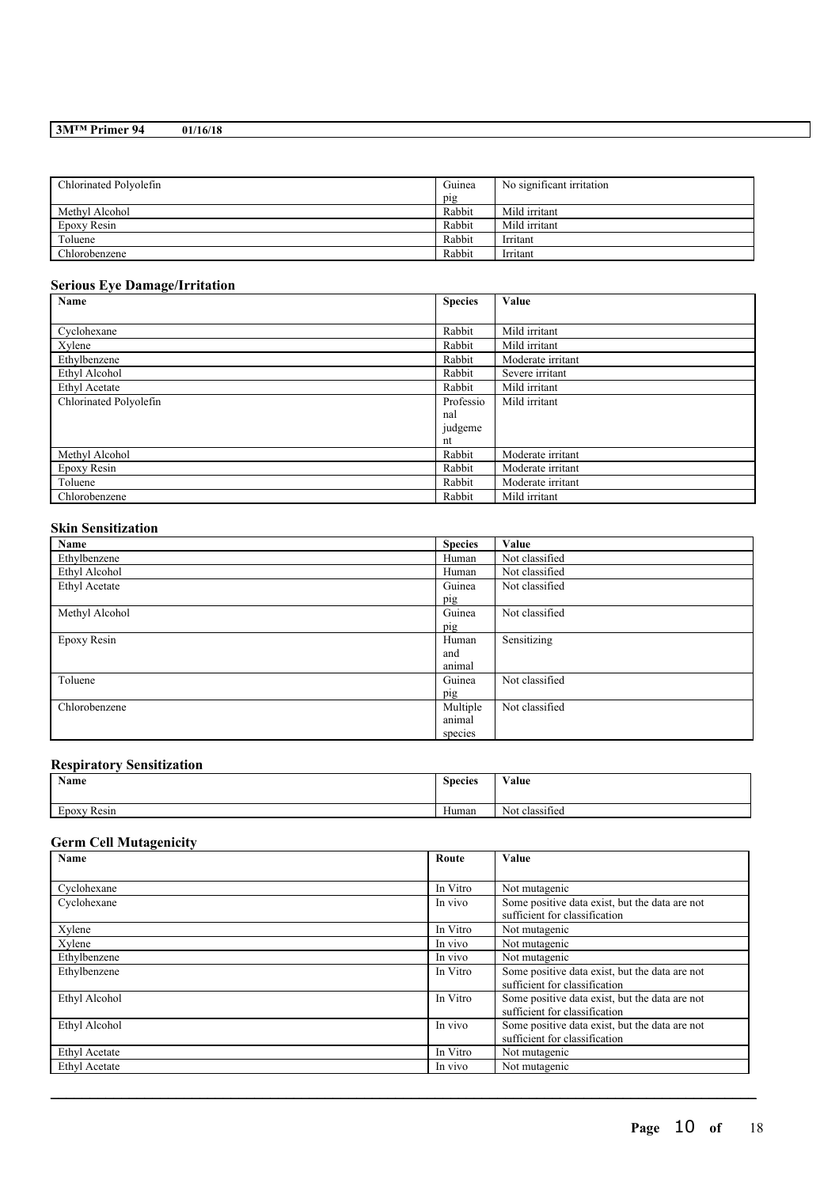| | | |
|---|---|---|
| Chlorinated Polyolefin | Guinea pig | No significant irritation |
| Methyl Alcohol | Rabbit | Mild irritant |
| Epoxy Resin | Rabbit | Mild irritant |
| Toluene | Rabbit | Irritant |
| Chlorobenzene | Rabbit | Irritant |

## Serious Eye Damage/Irritation

| Name | Species | Value |
|---|---|---|
| Cyclohexane | Rabbit | Mild irritant |
| Xylene | Rabbit | Mild irritant |
| Ethylbenzene | Rabbit | Moderate irritant |
| Ethyl Alcohol | Rabbit | Severe irritant |
| Ethyl Acetate | Rabbit | Mild irritant |
| Chlorinated Polyolefin | Professional judgement | Mild irritant |
| Methyl Alcohol | Rabbit | Moderate irritant |
| Epoxy Resin | Rabbit | Moderate irritant |
| Toluene | Rabbit | Moderate irritant |
| Chlorobenzene | Rabbit | Mild irritant |

## Skin Sensitization

| Name | Species | Value |
|---|---|---|
| Ethylbenzene | Human | Not classified |
| Ethyl Alcohol | Human | Not classified |
| Ethyl Acetate | Guinea pig | Not classified |
| Methyl Alcohol | Guinea pig | Not classified |
| Epoxy Resin | Human and animal | Sensitizing |
| Toluene | Guinea pig | Not classified |
| Chlorobenzene | Multiple animal species | Not classified |

## Respiratory Sensitization

| Name | Species | Value |
|---|---|---|
| Epoxy Resin | Human | Not classified |

## Germ Cell Mutagenicity

| Name | Route | Value |
|---|---|---|
| Cyclohexane | In Vitro | Not mutagenic |
| Cyclohexane | In vivo | Some positive data exist, but the data are not sufficient for classification |
| Xylene | In Vitro | Not mutagenic |
| Xylene | In vivo | Not mutagenic |
| Ethylbenzene | In vivo | Not mutagenic |
| Ethylbenzene | In Vitro | Some positive data exist, but the data are not sufficient for classification |
| Ethyl Alcohol | In Vitro | Some positive data exist, but the data are not sufficient for classification |
| Ethyl Alcohol | In vivo | Some positive data exist, but the data are not sufficient for classification |
| Ethyl Acetate | In Vitro | Not mutagenic |
| Ethyl Acetate | In vivo | Not mutagenic |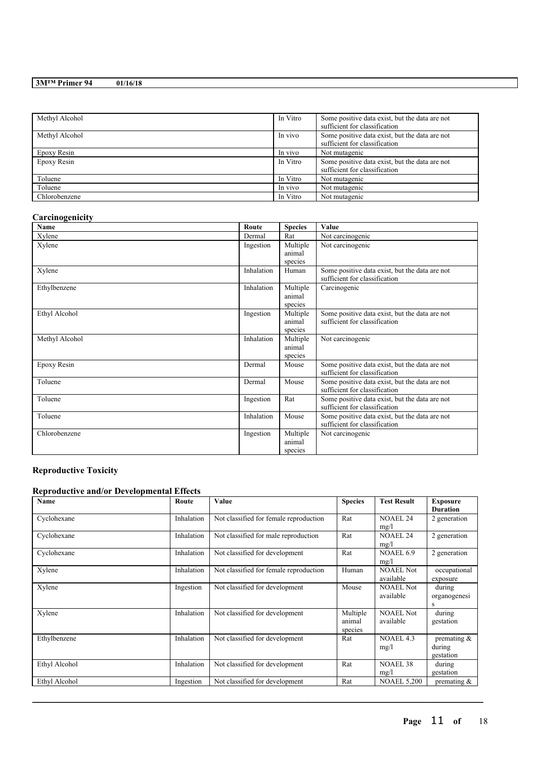| | | |
|---|---|---|
| Methyl Alcohol | In Vitro | Some positive data exist, but the data are not sufficient for classification |
| Methyl Alcohol | In vivo | Some positive data exist, but the data are not sufficient for classification |
| Epoxy Resin | In vivo | Not mutagenic |
| Epoxy Resin | In Vitro | Some positive data exist, but the data are not sufficient for classification |
| Toluene | In Vitro | Not mutagenic |
| Toluene | In vivo | Not mutagenic |
| Chlorobenzene | In Vitro | Not mutagenic |

### Carcinogenicity

| Name | Route | Species | Value |
|---|---|---|---|
| Xylene | Dermal | Rat | Not carcinogenic |
| Xylene | Ingestion | Multiple animal species | Not carcinogenic |
| Xylene | Inhalation | Human | Some positive data exist, but the data are not sufficient for classification |
| Ethylbenzene | Inhalation | Multiple animal species | Carcinogenic |
| Ethyl Alcohol | Ingestion | Multiple animal species | Some positive data exist, but the data are not sufficient for classification |
| Methyl Alcohol | Inhalation | Multiple animal species | Not carcinogenic |
| Epoxy Resin | Dermal | Mouse | Some positive data exist, but the data are not sufficient for classification |
| Toluene | Dermal | Mouse | Some positive data exist, but the data are not sufficient for classification |
| Toluene | Ingestion | Rat | Some positive data exist, but the data are not sufficient for classification |
| Toluene | Inhalation | Mouse | Some positive data exist, but the data are not sufficient for classification |
| Chlorobenzene | Ingestion | Multiple animal species | Not carcinogenic |

### Reproductive Toxicity

### Reproductive and/or Developmental Effects

| Name | Route | Value | Species | Test Result | Exposure Duration |
|---|---|---|---|---|---|
| Cyclohexane | Inhalation | Not classified for female reproduction | Rat | NOAEL 24 mg/l | 2 generation |
| Cyclohexane | Inhalation | Not classified for male reproduction | Rat | NOAEL 24 mg/l | 2 generation |
| Cyclohexane | Inhalation | Not classified for development | Rat | NOAEL 6.9 mg/l | 2 generation |
| Xylene | Inhalation | Not classified for female reproduction | Human | NOAEL Not available | occupational exposure |
| Xylene | Ingestion | Not classified for development | Mouse | NOAEL Not available | during organogenesis |
| Xylene | Inhalation | Not classified for development | Multiple animal species | NOAEL Not available | during gestation |
| Ethylbenzene | Inhalation | Not classified for development | Rat | NOAEL 4.3 mg/l | premating & during gestation |
| Ethyl Alcohol | Inhalation | Not classified for development | Rat | NOAEL 38 mg/l | during gestation |
| Ethyl Alcohol | Ingestion | Not classified for development | Rat | NOAEL 5,200 | premating & |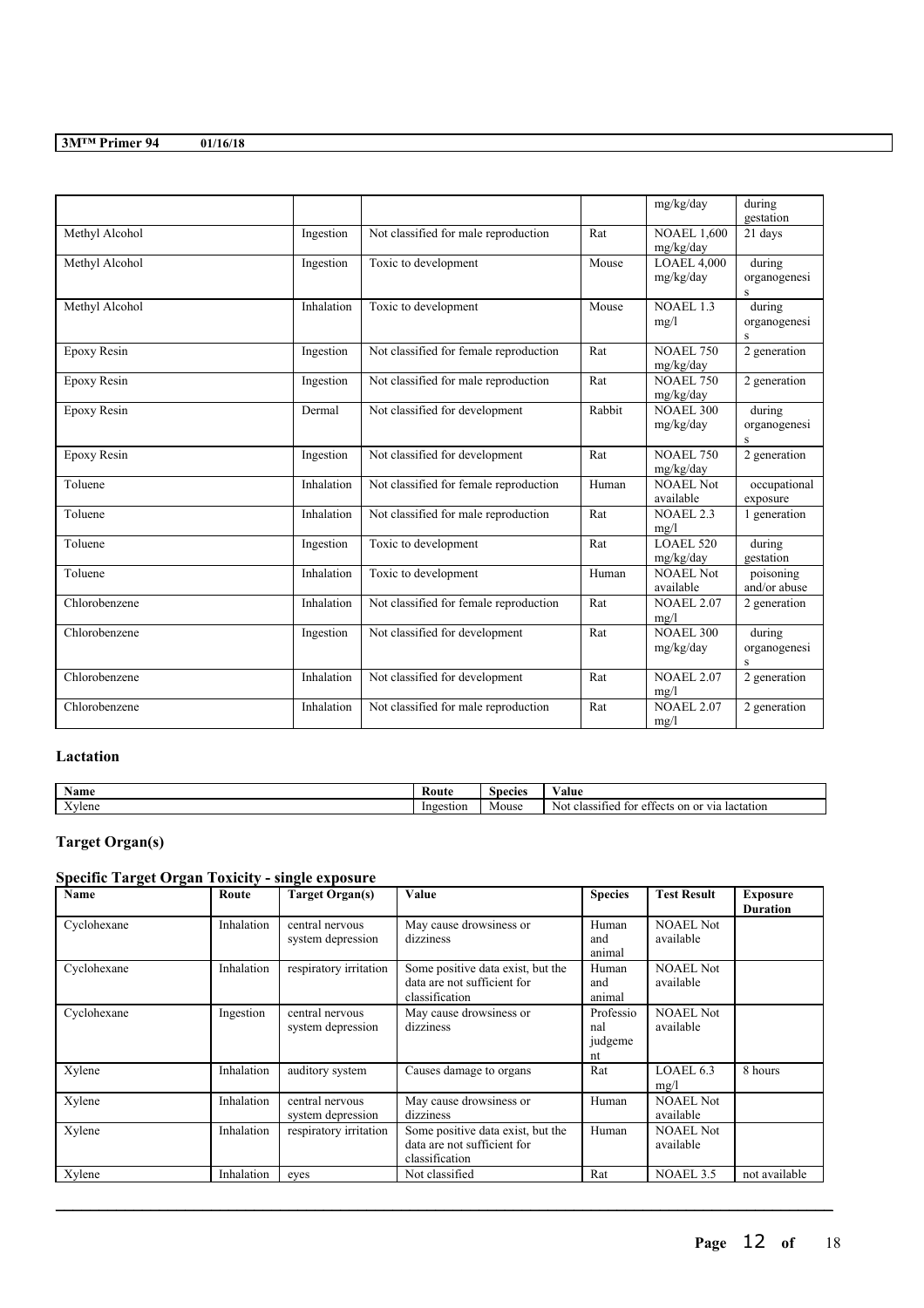|  |  |  |  | mg/kg/day | during gestation |
|---|---|---|---|---|---|
| Methyl Alcohol | Ingestion | Not classified for male reproduction | Rat | NOAEL 1,600 mg/kg/day | 21 days |
| Methyl Alcohol | Ingestion | Toxic to development | Mouse | LOAEL 4,000 mg/kg/day | during organogenesis |
| Methyl Alcohol | Inhalation | Toxic to development | Mouse | NOAEL 1.3 mg/l | during organogenesis |
| Epoxy Resin | Ingestion | Not classified for female reproduction | Rat | NOAEL 750 mg/kg/day | 2 generation |
| Epoxy Resin | Ingestion | Not classified for male reproduction | Rat | NOAEL 750 mg/kg/day | 2 generation |
| Epoxy Resin | Dermal | Not classified for development | Rabbit | NOAEL 300 mg/kg/day | during organogenesis |
| Epoxy Resin | Ingestion | Not classified for development | Rat | NOAEL 750 mg/kg/day | 2 generation |
| Toluene | Inhalation | Not classified for female reproduction | Human | NOAEL Not available | occupational exposure |
| Toluene | Inhalation | Not classified for male reproduction | Rat | NOAEL 2.3 mg/l | 1 generation |
| Toluene | Ingestion | Toxic to development | Rat | LOAEL 520 mg/kg/day | during gestation |
| Toluene | Inhalation | Toxic to development | Human | NOAEL Not available | poisoning and/or abuse |
| Chlorobenzene | Inhalation | Not classified for female reproduction | Rat | NOAEL 2.07 mg/l | 2 generation |
| Chlorobenzene | Ingestion | Not classified for development | Rat | NOAEL 300 mg/kg/day | during organogenesis |
| Chlorobenzene | Inhalation | Not classified for development | Rat | NOAEL 2.07 mg/l | 2 generation |
| Chlorobenzene | Inhalation | Not classified for male reproduction | Rat | NOAEL 2.07 mg/l | 2 generation |

## Lactation

| Name | Route | Species | Value |
|---|---|---|---|
| Xylene | Ingestion | Mouse | Not classified for effects on or via lactation |

## Target Organ(s)

### Specific Target Organ Toxicity - single exposure

| Name | Route | Target Organ(s) | Value | Species | Test Result | Exposure Duration |
|---|---|---|---|---|---|---|
| Cyclohexane | Inhalation | central nervous system depression | May cause drowsiness or dizziness | Human and animal | NOAEL Not available |  |
| Cyclohexane | Inhalation | respiratory irritation | Some positive data exist, but the data are not sufficient for classification | Human and animal | NOAEL Not available |  |
| Cyclohexane | Ingestion | central nervous system depression | May cause drowsiness or dizziness | Professional judgement | NOAEL Not available |  |
| Xylene | Inhalation | auditory system | Causes damage to organs | Rat | LOAEL 6.3 mg/l | 8 hours |
| Xylene | Inhalation | central nervous system depression | May cause drowsiness or dizziness | Human | NOAEL Not available |  |
| Xylene | Inhalation | respiratory irritation | Some positive data exist, but the data are not sufficient for classification | Human | NOAEL Not available |  |
| Xylene | Inhalation | eyes | Not classified | Rat | NOAEL 3.5 | not available |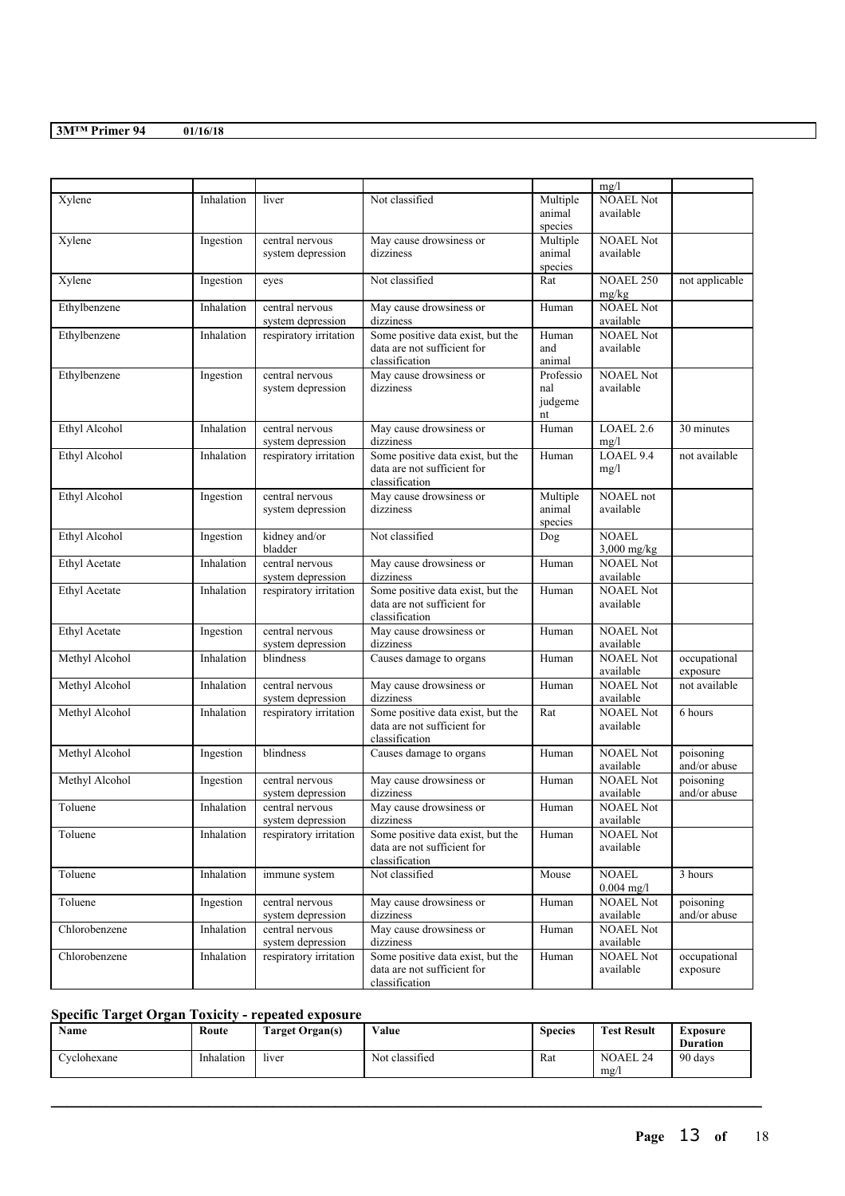| | | | | | mg/l | |
|---|---|---|---|---|---|---|
| Xylene | Inhalation | liver | Not classified | Multiple animal species | NOAEL Not available | |
| Xylene | Ingestion | central nervous system depression | May cause drowsiness or dizziness | Multiple animal species | NOAEL Not available | |
| Xylene | Ingestion | eyes | Not classified | Rat | NOAEL 250 mg/kg | not applicable |
| Ethylbenzene | Inhalation | central nervous system depression | May cause drowsiness or dizziness | Human | NOAEL Not available | |
| Ethylbenzene | Inhalation | respiratory irritation | Some positive data exist, but the data are not sufficient for classification | Human and animal | NOAEL Not available | |
| Ethylbenzene | Ingestion | central nervous system depression | May cause drowsiness or dizziness | Professional judgement | NOAEL Not available | |
| Ethyl Alcohol | Inhalation | central nervous system depression | May cause drowsiness or dizziness | Human | LOAEL 2.6 mg/l | 30 minutes |
| Ethyl Alcohol | Inhalation | respiratory irritation | Some positive data exist, but the data are not sufficient for classification | Human | LOAEL 9.4 mg/l | not available |
| Ethyl Alcohol | Ingestion | central nervous system depression | May cause drowsiness or dizziness | Multiple animal species | NOAEL not available | |
| Ethyl Alcohol | Ingestion | kidney and/or bladder | Not classified | Dog | NOAEL 3,000 mg/kg | |
| Ethyl Acetate | Inhalation | central nervous system depression | May cause drowsiness or dizziness | Human | NOAEL Not available | |
| Ethyl Acetate | Inhalation | respiratory irritation | Some positive data exist, but the data are not sufficient for classification | Human | NOAEL Not available | |
| Ethyl Acetate | Ingestion | central nervous system depression | May cause drowsiness or dizziness | Human | NOAEL Not available | |
| Methyl Alcohol | Inhalation | blindness | Causes damage to organs | Human | NOAEL Not available | occupational exposure |
| Methyl Alcohol | Inhalation | central nervous system depression | May cause drowsiness or dizziness | Human | NOAEL Not available | not available |
| Methyl Alcohol | Inhalation | respiratory irritation | Some positive data exist, but the data are not sufficient for classification | Rat | NOAEL Not available | 6 hours |
| Methyl Alcohol | Ingestion | blindness | Causes damage to organs | Human | NOAEL Not available | poisoning and/or abuse |
| Methyl Alcohol | Ingestion | central nervous system depression | May cause drowsiness or dizziness | Human | NOAEL Not available | poisoning and/or abuse |
| Toluene | Inhalation | central nervous system depression | May cause drowsiness or dizziness | Human | NOAEL Not available | |
| Toluene | Inhalation | respiratory irritation | Some positive data exist, but the data are not sufficient for classification | Human | NOAEL Not available | |
| Toluene | Inhalation | immune system | Not classified | Mouse | NOAEL 0.004 mg/l | 3 hours |
| Toluene | Ingestion | central nervous system depression | May cause drowsiness or dizziness | Human | NOAEL Not available | poisoning and/or abuse |
| Chlorobenzene | Inhalation | central nervous system depression | May cause drowsiness or dizziness | Human | NOAEL Not available | |
| Chlorobenzene | Inhalation | respiratory irritation | Some positive data exist, but the data are not sufficient for classification | Human | NOAEL Not available | occupational exposure |

### Specific Target Organ Toxicity - repeated exposure

| Name | Route | Target Organ(s) | Value | Species | Test Result | Exposure Duration |
|---|---|---|---|---|---|---|
| Cyclohexane | Inhalation | liver | Not classified | Rat | NOAEL 24 mg/l | 90 days |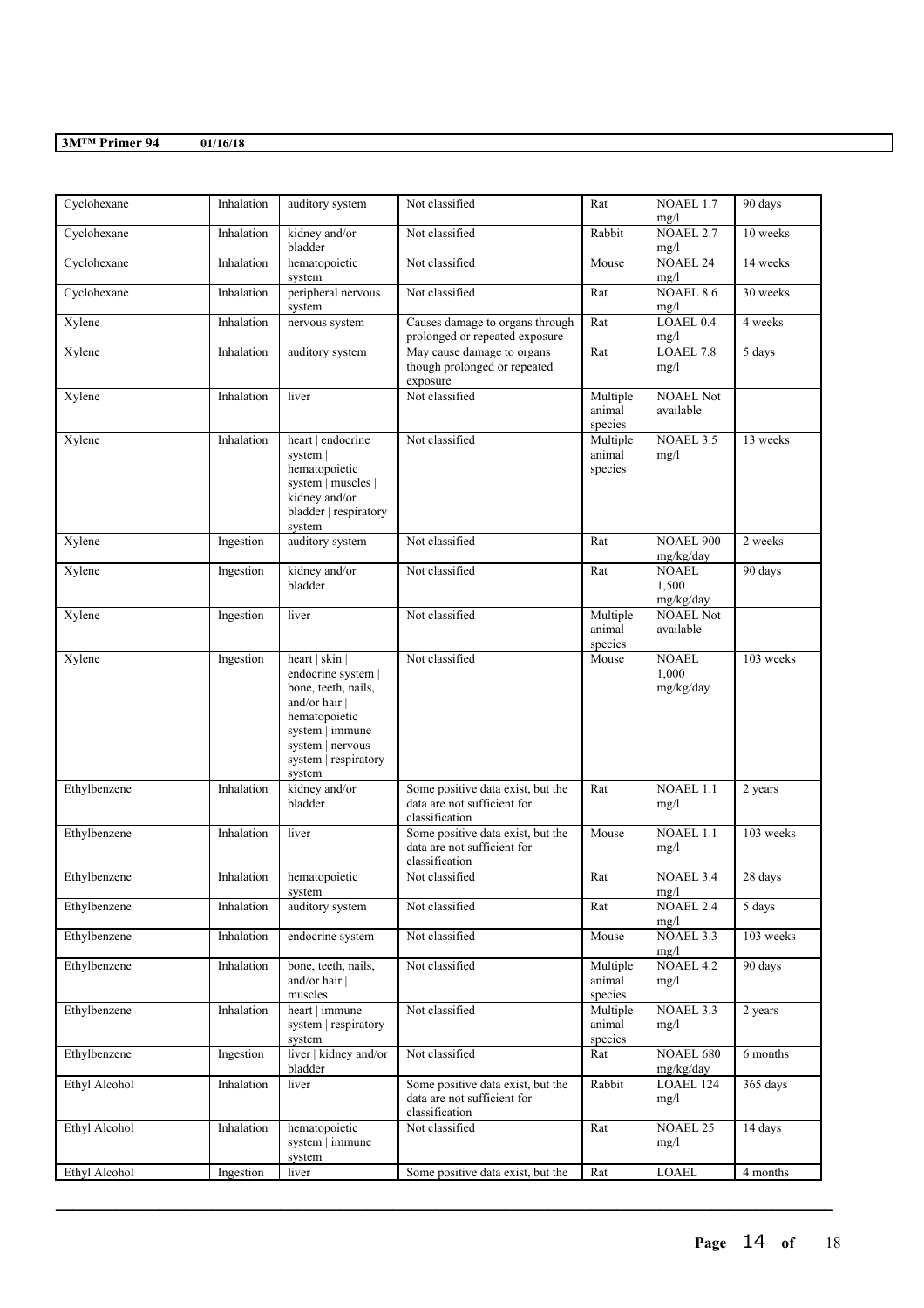| Cyclohexane | Inhalation | auditory system | Not classified | Rat | NOAEL 1.7 mg/l | 90 days |
|---|---|---|---|---|---|---|
| Cyclohexane | Inhalation | kidney and/or bladder | Not classified | Rabbit | NOAEL 2.7 mg/l | 10 weeks |
| Cyclohexane | Inhalation | hematopoietic system | Not classified | Mouse | NOAEL 24 mg/l | 14 weeks |
| Cyclohexane | Inhalation | peripheral nervous system | Not classified | Rat | NOAEL 8.6 mg/l | 30 weeks |
| Xylene | Inhalation | nervous system | Causes damage to organs through prolonged or repeated exposure | Rat | LOAEL 0.4 mg/l | 4 weeks |
| Xylene | Inhalation | auditory system | May cause damage to organs though prolonged or repeated exposure | Rat | LOAEL 7.8 mg/l | 5 days |
| Xylene | Inhalation | liver | Not classified | Multiple animal species | NOAEL Not available | |
| Xylene | Inhalation | heart \| endocrine system \| hematopoietic system \| muscles \| kidney and/or bladder \| respiratory system | Not classified | Multiple animal species | NOAEL 3.5 mg/l | 13 weeks |
| Xylene | Ingestion | auditory system | Not classified | Rat | NOAEL 900 mg/kg/day | 2 weeks |
| Xylene | Ingestion | kidney and/or bladder | Not classified | Rat | NOAEL 1,500 mg/kg/day | 90 days |
| Xylene | Ingestion | liver | Not classified | Multiple animal species | NOAEL Not available | |
| Xylene | Ingestion | heart \| skin \| endocrine system \| bone, teeth, nails, and/or hair \| hematopoietic system \| immune system \| nervous system \| respiratory system | Not classified | Mouse | NOAEL 1,000 mg/kg/day | 103 weeks |
| Ethylbenzene | Inhalation | kidney and/or bladder | Some positive data exist, but the data are not sufficient for classification | Rat | NOAEL 1.1 mg/l | 2 years |
| Ethylbenzene | Inhalation | liver | Some positive data exist, but the data are not sufficient for classification | Mouse | NOAEL 1.1 mg/l | 103 weeks |
| Ethylbenzene | Inhalation | hematopoietic system | Not classified | Rat | NOAEL 3.4 mg/l | 28 days |
| Ethylbenzene | Inhalation | auditory system | Not classified | Rat | NOAEL 2.4 mg/l | 5 days |
| Ethylbenzene | Inhalation | endocrine system | Not classified | Mouse | NOAEL 3.3 mg/l | 103 weeks |
| Ethylbenzene | Inhalation | bone, teeth, nails, and/or hair \| muscles | Not classified | Multiple animal species | NOAEL 4.2 mg/l | 90 days |
| Ethylbenzene | Inhalation | heart \| immune system \| respiratory system | Not classified | Multiple animal species | NOAEL 3.3 mg/l | 2 years |
| Ethylbenzene | Ingestion | liver \| kidney and/or bladder | Not classified | Rat | NOAEL 680 mg/kg/day | 6 months |
| Ethyl Alcohol | Inhalation | liver | Some positive data exist, but the data are not sufficient for classification | Rabbit | LOAEL 124 mg/l | 365 days |
| Ethyl Alcohol | Inhalation | hematopoietic system \| immune system | Not classified | Rat | NOAEL 25 mg/l | 14 days |
| Ethyl Alcohol | Ingestion | liver | Some positive data exist, but the | Rat | LOAEL | 4 months |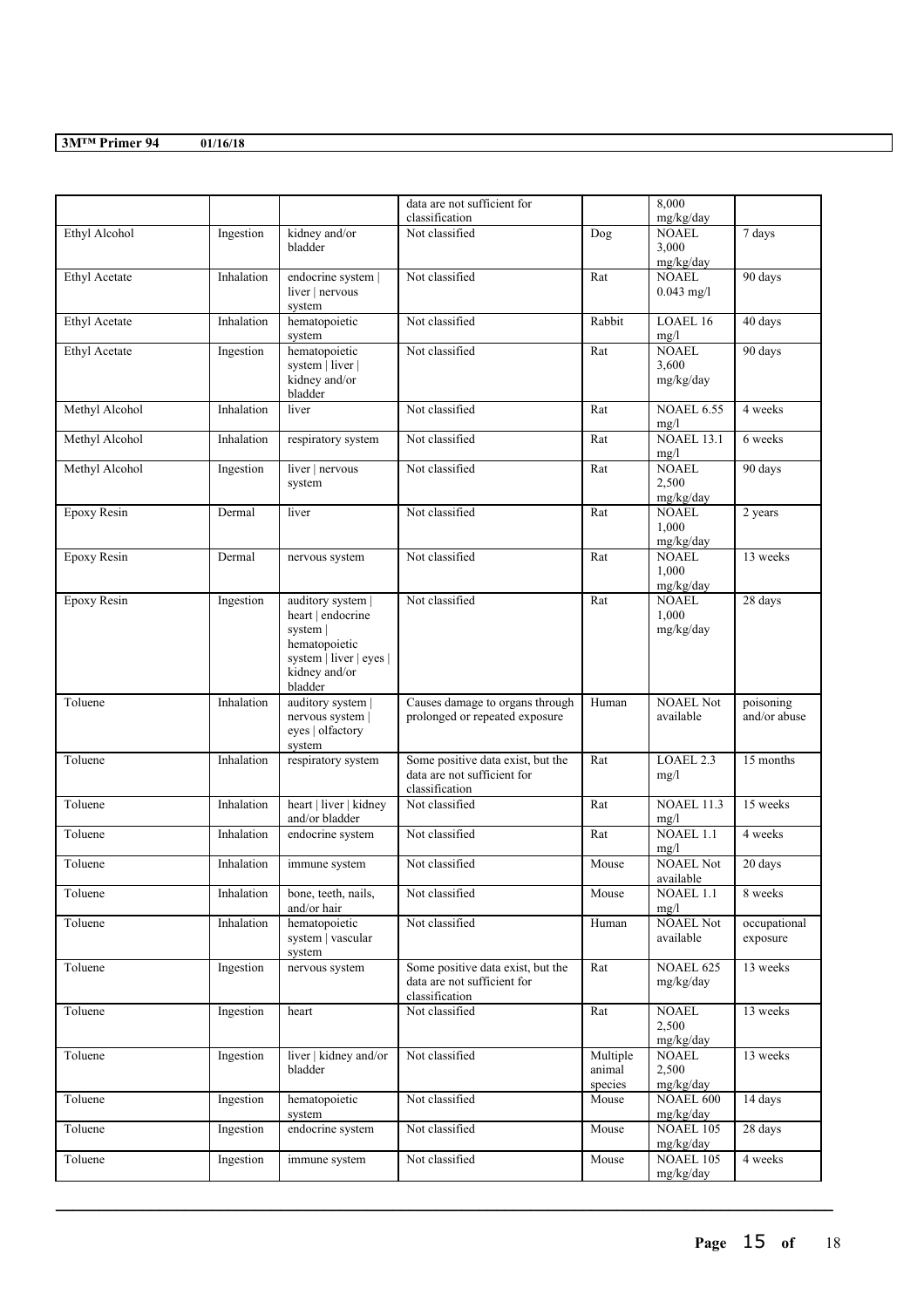| | | | data are not sufficient for classification | | 8,000 mg/kg/day | |
|---|---|---|---|---|---|---|
| Ethyl Alcohol | Ingestion | kidney and/or bladder | Not classified | Dog | NOAEL 3,000 mg/kg/day | 7 days |
| Ethyl Acetate | Inhalation | endocrine system \| liver \| nervous system | Not classified | Rat | NOAEL 0.043 mg/l | 90 days |
| Ethyl Acetate | Inhalation | hematopoietic system | Not classified | Rabbit | LOAEL 16 mg/l | 40 days |
| Ethyl Acetate | Ingestion | hematopoietic system \| liver \| kidney and/or bladder | Not classified | Rat | NOAEL 3,600 mg/kg/day | 90 days |
| Methyl Alcohol | Inhalation | liver | Not classified | Rat | NOAEL 6.55 mg/l | 4 weeks |
| Methyl Alcohol | Inhalation | respiratory system | Not classified | Rat | NOAEL 13.1 mg/l | 6 weeks |
| Methyl Alcohol | Ingestion | liver \| nervous system | Not classified | Rat | NOAEL 2,500 mg/kg/day | 90 days |
| Epoxy Resin | Dermal | liver | Not classified | Rat | NOAEL 1,000 mg/kg/day | 2 years |
| Epoxy Resin | Dermal | nervous system | Not classified | Rat | NOAEL 1,000 mg/kg/day | 13 weeks |
| Epoxy Resin | Ingestion | auditory system \| heart \| endocrine system \| hematopoietic system \| liver \| eyes \| kidney and/or bladder | Not classified | Rat | NOAEL 1,000 mg/kg/day | 28 days |
| Toluene | Inhalation | auditory system \| nervous system \| eyes \| olfactory system | Causes damage to organs through prolonged or repeated exposure | Human | NOAEL Not available | poisoning and/or abuse |
| Toluene | Inhalation | respiratory system | Some positive data exist, but the data are not sufficient for classification | Rat | LOAEL 2.3 mg/l | 15 months |
| Toluene | Inhalation | heart \| liver \| kidney and/or bladder | Not classified | Rat | NOAEL 11.3 mg/l | 15 weeks |
| Toluene | Inhalation | endocrine system | Not classified | Rat | NOAEL 1.1 mg/l | 4 weeks |
| Toluene | Inhalation | immune system | Not classified | Mouse | NOAEL Not available | 20 days |
| Toluene | Inhalation | bone, teeth, nails, and/or hair | Not classified | Mouse | NOAEL 1.1 mg/l | 8 weeks |
| Toluene | Inhalation | hematopoietic system \| vascular system | Not classified | Human | NOAEL Not available | occupational exposure |
| Toluene | Ingestion | nervous system | Some positive data exist, but the data are not sufficient for classification | Rat | NOAEL 625 mg/kg/day | 13 weeks |
| Toluene | Ingestion | heart | Not classified | Rat | NOAEL 2,500 mg/kg/day | 13 weeks |
| Toluene | Ingestion | liver \| kidney and/or bladder | Not classified | Multiple animal species | NOAEL 2,500 mg/kg/day | 13 weeks |
| Toluene | Ingestion | hematopoietic system | Not classified | Mouse | NOAEL 600 mg/kg/day | 14 days |
| Toluene | Ingestion | endocrine system | Not classified | Mouse | NOAEL 105 mg/kg/day | 28 days |
| Toluene | Ingestion | immune system | Not classified | Mouse | NOAEL 105 mg/kg/day | 4 weeks |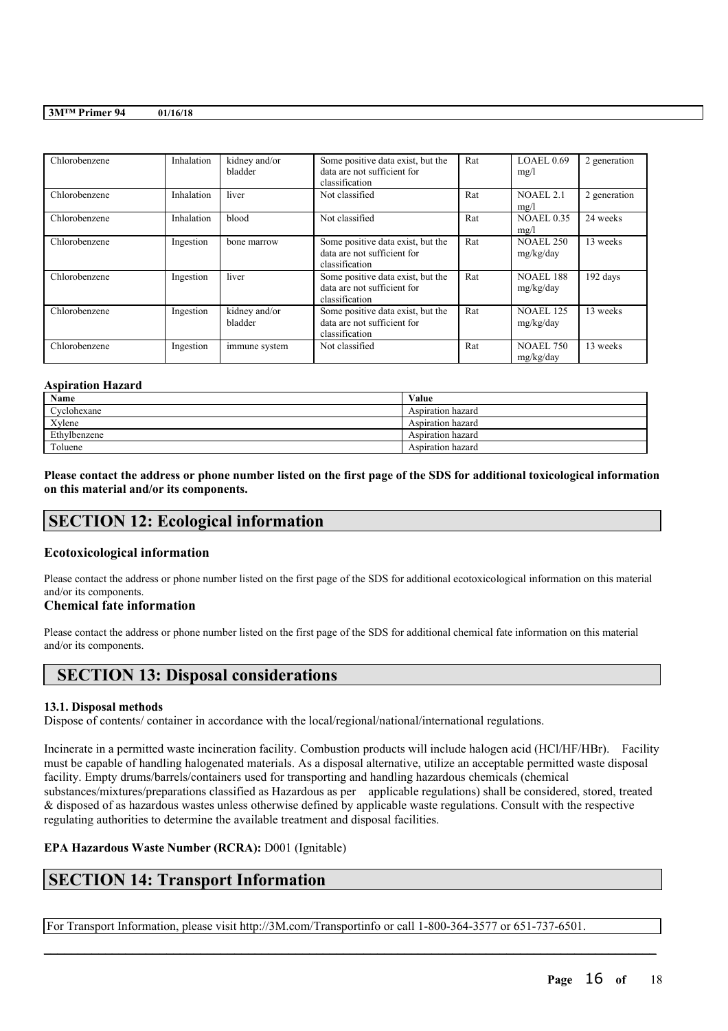| Chlorobenzene | Inhalation | kidney and/or bladder | Some positive data exist, but the data are not sufficient for classification | Rat | LOAEL 0.69 mg/l | 2 generation |
|---|---|---|---|---|---|---|
| Chlorobenzene | Inhalation | liver | Not classified | Rat | NOAEL 2.1 mg/l | 2 generation |
| Chlorobenzene | Inhalation | blood | Not classified | Rat | NOAEL 0.35 mg/l | 24 weeks |
| Chlorobenzene | Ingestion | bone marrow | Some positive data exist, but the data are not sufficient for classification | Rat | NOAEL 250 mg/kg/day | 13 weeks |
| Chlorobenzene | Ingestion | liver | Some positive data exist, but the data are not sufficient for classification | Rat | NOAEL 188 mg/kg/day | 192 days |
| Chlorobenzene | Ingestion | kidney and/or bladder | Some positive data exist, but the data are not sufficient for classification | Rat | NOAEL 125 mg/kg/day | 13 weeks |
| Chlorobenzene | Ingestion | immune system | Not classified | Rat | NOAEL 750 mg/kg/day | 13 weeks |

**Aspiration Hazard**

| Name | Value |
|---|---|
| Cyclohexane | Aspiration hazard |
| Xylene | Aspiration hazard |
| Ethylbenzene | Aspiration hazard |
| Toluene | Aspiration hazard |

**Please contact the address or phone number listed on the first page of the SDS for additional toxicological information on this material and/or its components.**

## SECTION 12: Ecological information

### Ecotoxicological information

Please contact the address or phone number listed on the first page of the SDS for additional ecotoxicological information on this material and/or its components.

### Chemical fate information

Please contact the address or phone number listed on the first page of the SDS for additional chemical fate information on this material and/or its components.

## SECTION 13: Disposal considerations

**13.1. Disposal methods**

Dispose of contents/ container in accordance with the local/regional/national/international regulations.

Incinerate in a permitted waste incineration facility. Combustion products will include halogen acid (HCl/HF/HBr). Facility must be capable of handling halogenated materials. As a disposal alternative, utilize an acceptable permitted waste disposal facility. Empty drums/barrels/containers used for transporting and handling hazardous chemicals (chemical substances/mixtures/preparations classified as Hazardous as per applicable regulations) shall be considered, stored, treated & disposed of as hazardous wastes unless otherwise defined by applicable waste regulations. Consult with the respective regulating authorities to determine the available treatment and disposal facilities.

**EPA Hazardous Waste Number (RCRA):** D001 (Ignitable)

## SECTION 14: Transport Information

For Transport Information, please visit http://3M.com/Transportinfo or call 1-800-364-3577 or 651-737-6501.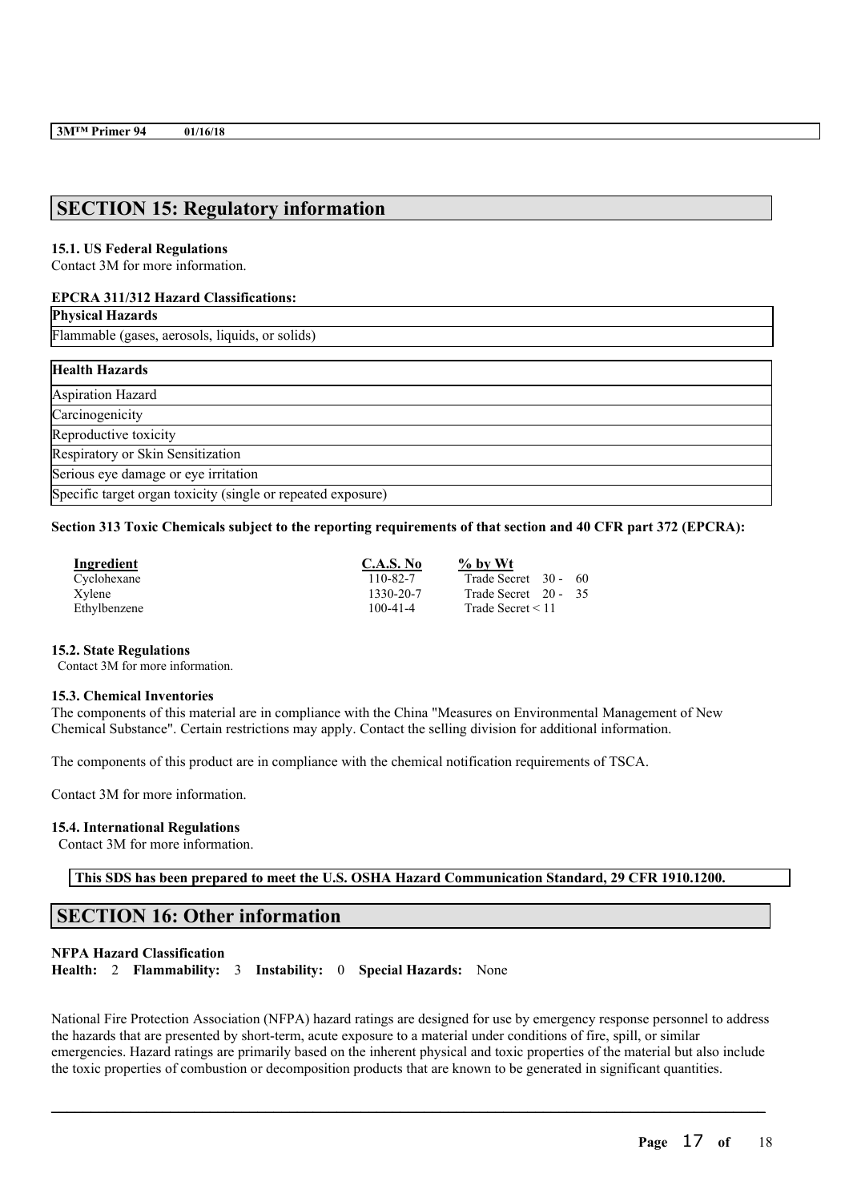## SECTION 15: Regulatory information

### 15.1. US Federal Regulations

Contact 3M for more information.

**EPCRA 311/312 Hazard Classifications:**

| Physical Hazards |
| --- |
| Flammable (gases, aerosols, liquids, or solids) |

| Health Hazards |
| --- |
| Aspiration Hazard |
| Carcinogenicity |
| Reproductive toxicity |
| Respiratory or Skin Sensitization |
| Serious eye damage or eye irritation |
| Specific target organ toxicity (single or repeated exposure) |

**Section 313 Toxic Chemicals subject to the reporting requirements of that section and 40 CFR part 372 (EPCRA):**

| Ingredient | C.A.S. No | % by Wt |
| --- | --- | --- |
| Cyclohexane | 110-82-7 | Trade Secret 30 - 60 |
| Xylene | 1330-20-7 | Trade Secret 20 - 35 |
| Ethylbenzene | 100-41-4 | Trade Secret < 11 |

### 15.2. State Regulations

Contact 3M for more information.

### 15.3. Chemical Inventories

The components of this material are in compliance with the China "Measures on Environmental Management of New Chemical Substance". Certain restrictions may apply. Contact the selling division for additional information.

The components of this product are in compliance with the chemical notification requirements of TSCA.

Contact 3M for more information.

### 15.4. International Regulations

Contact 3M for more information.

**This SDS has been prepared to meet the U.S. OSHA Hazard Communication Standard, 29 CFR 1910.1200.**

## SECTION 16: Other information

**NFPA Hazard Classification**

**Health:** 2 **Flammability:** 3 **Instability:** 0 **Special Hazards:** None

National Fire Protection Association (NFPA) hazard ratings are designed for use by emergency response personnel to address the hazards that are presented by short-term, acute exposure to a material under conditions of fire, spill, or similar emergencies. Hazard ratings are primarily based on the inherent physical and toxic properties of the material but also include the toxic properties of combustion or decomposition products that are known to be generated in significant quantities.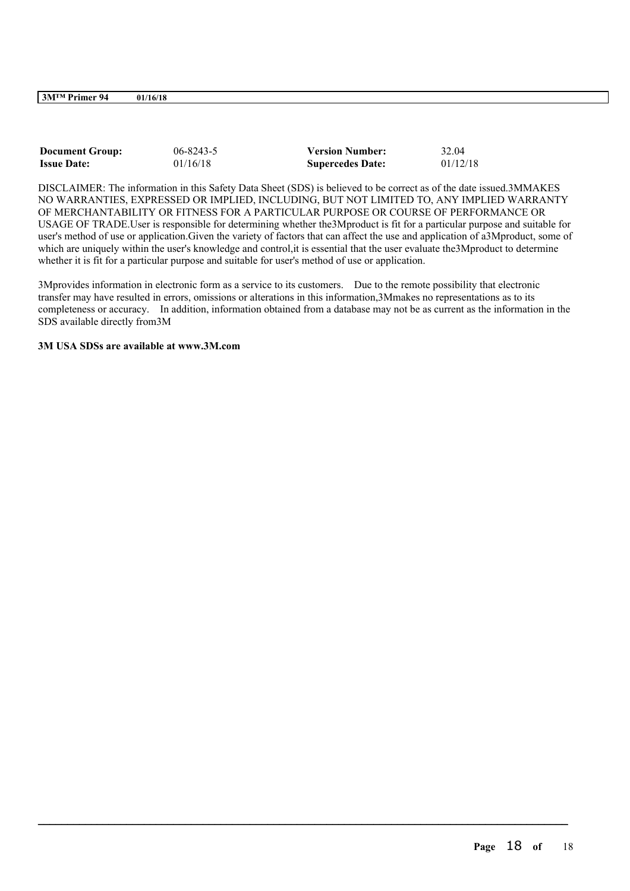| | | | |
|---|---|---|---|
| **Document Group:** | 06-8243-5 | **Version Number:** | 32.04 |
| **Issue Date:** | 01/16/18 | **Supercedes Date:** | 01/12/18 |

DISCLAIMER: The information in this Safety Data Sheet (SDS) is believed to be correct as of the date issued.3MMAKES NO WARRANTIES, EXPRESSED OR IMPLIED, INCLUDING, BUT NOT LIMITED TO, ANY IMPLIED WARRANTY OF MERCHANTABILITY OR FITNESS FOR A PARTICULAR PURPOSE OR COURSE OF PERFORMANCE OR USAGE OF TRADE.User is responsible for determining whether the3Mproduct is fit for a particular purpose and suitable for user's method of use or application.Given the variety of factors that can affect the use and application of a3Mproduct, some of which are uniquely within the user's knowledge and control,it is essential that the user evaluate the3Mproduct to determine whether it is fit for a particular purpose and suitable for user's method of use or application.

3Mprovides information in electronic form as a service to its customers. Due to the remote possibility that electronic transfer may have resulted in errors, omissions or alterations in this information,3Mmakes no representations as to its completeness or accuracy. In addition, information obtained from a database may not be as current as the information in the SDS available directly from3M

**3M USA SDSs are available at www.3M.com**